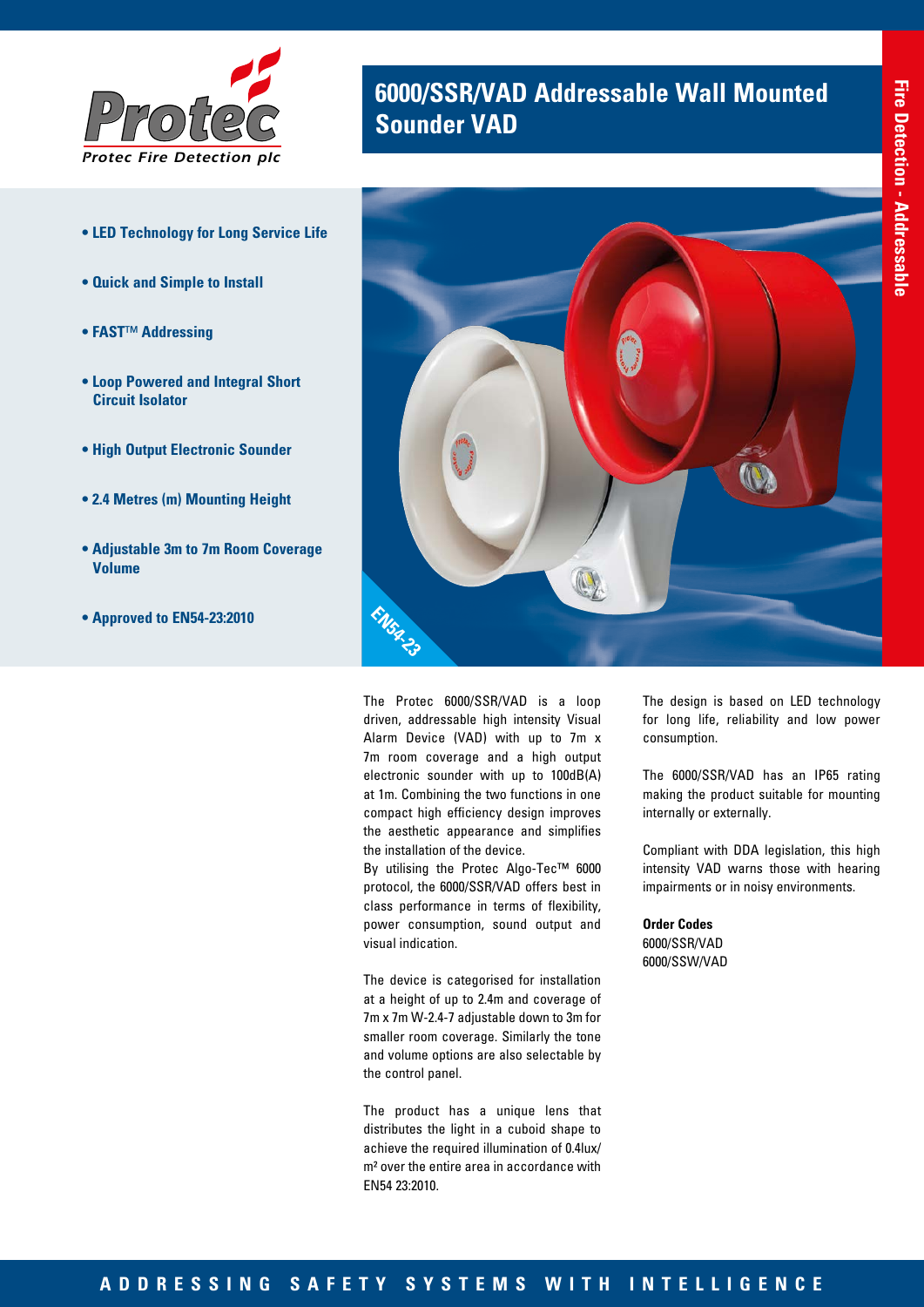Protec

*Protec Fire Detection plc*

# 6000/SSR/VAD Addressable Wall Mounted Sounder VAD

Fire Detection - Addressable

- **LED Technology for Long Service Life**
- **Quick and Simple to Install**
- **FAST™ Addressing**
- **Loop Powered and Integral Short Circuit Isolator**
- **High Output Electronic Sounder**
- **2.4 Metres (m) Mounting Height**
- **Adjustable 3m to 7m Room Coverage Volume**
- **Approved to EN54-23:2010**

EN54-23

The Protec 6000/SSR/VAD is a loop driven, addressable high intensity Visual Alarm Device (VAD) with up to 7m x 7m room coverage and a high output electronic sounder with up to 100dB(A) at 1m. Combining the two functions in one compact high efficiency design improves the aesthetic appearance and simplifies the installation of the device.
By utilising the Protec Algo-Tec™ 6000 protocol, the 6000/SSR/VAD offers best in class performance in terms of flexibility, power consumption, sound output and visual indication.

The device is categorised for installation at a height of up to 2.4m and coverage of 7m x 7m W-2.4-7 adjustable down to 3m for smaller room coverage. Similarly the tone and volume options are also selectable by the control panel.

The product has a unique lens that distributes the light in a cuboid shape to achieve the required illumination of 0.4lux/m² over the entire area in accordance with EN54 23:2010.

The design is based on LED technology for long life, reliability and low power consumption.

The 6000/SSR/VAD has an IP65 rating making the product suitable for mounting internally or externally.

Compliant with DDA legislation, this high intensity VAD warns those with hearing impairments or in noisy environments.

**Order Codes**
6000/SSR/VAD
6000/SSW/VAD

ADDRESSING SAFETY SYSTEMS WITH INTELLIGENCE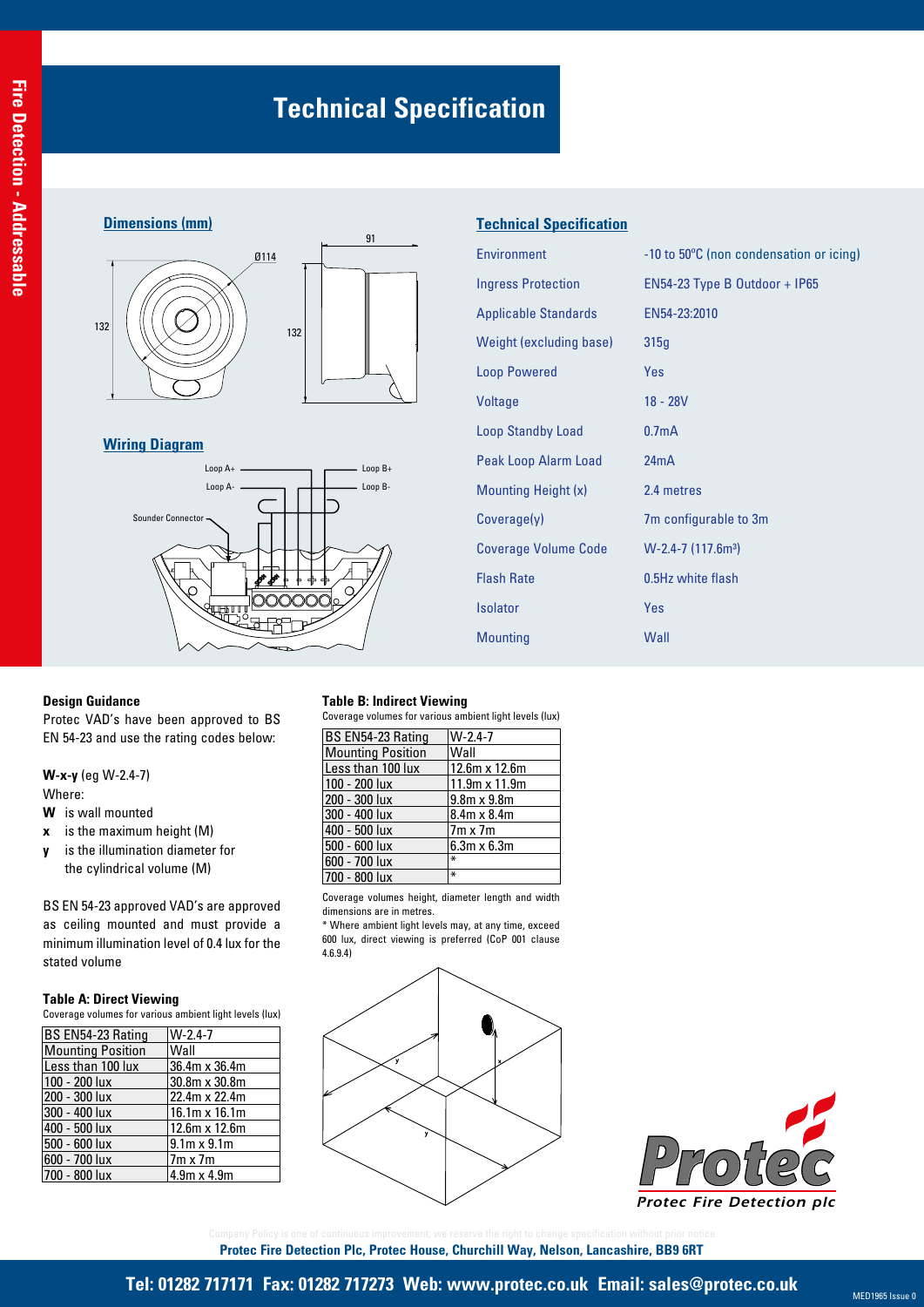# Technical Specification

## Dimensions (mm)

Ø114

91

132

132

## Wiring Diagram

Loop A+

Loop A-

Loop B+

Loop B-

Sounder Connector

## Technical Specification

| | |
|---|---|
| Environment | -10 to 50ºC (non condensation or icing) |
| Ingress Protection | EN54-23 Type B Outdoor + IP65 |
| Applicable Standards | EN54-23:2010 |
| Weight (excluding base) | 315g |
| Loop Powered | Yes |
| Voltage | 18 - 28V |
| Loop Standby Load | 0.7mA |
| Peak Loop Alarm Load | 24mA |
| Mounting Height (x) | 2.4 metres |
| Coverage(y) | 7m configurable to 3m |
| Coverage Volume Code | W-2.4-7 (117.6m³) |
| Flash Rate | 0.5Hz white flash |
| Isolator | Yes |
| Mounting | Wall |

### Design Guidance

Protec VAD's have been approved to BS EN 54-23 and use the rating codes below:

**W-x-y** (eg W-2.4-7)

Where:

- **W** is wall mounted
- **x** is the maximum height (M)
- **y** is the illumination diameter for the cylindrical volume (M)

BS EN 54-23 approved VAD's are approved as ceiling mounted and must provide a minimum illumination level of 0.4 lux for the stated volume

### Table A: Direct Viewing

Coverage volumes for various ambient light levels (lux)

| BS EN54-23 Rating | W-2.4-7 |
|---|---|
| Mounting Position | Wall |
| Less than 100 lux | 36.4m x 36.4m |
| 100 - 200 lux | 30.8m x 30.8m |
| 200 - 300 lux | 22.4m x 22.4m |
| 300 - 400 lux | 16.1m x 16.1m |
| 400 - 500 lux | 12.6m x 12.6m |
| 500 - 600 lux | 9.1m x 9.1m |
| 600 - 700 lux | 7m x 7m |
| 700 - 800 lux | 4.9m x 4.9m |

### Table B: Indirect Viewing

Coverage volumes for various ambient light levels (lux)

| BS EN54-23 Rating | W-2.4-7 |
|---|---|
| Mounting Position | Wall |
| Less than 100 lux | 12.6m x 12.6m |
| 100 - 200 lux | 11.9m x 11.9m |
| 200 - 300 lux | 9.8m x 9.8m |
| 300 - 400 lux | 8.4m x 8.4m |
| 400 - 500 lux | 7m x 7m |
| 500 - 600 lux | 6.3m x 6.3m |
| 600 - 700 lux | * |
| 700 - 800 lux | * |

Coverage volumes height, diameter length and width dimensions are in metres.

* Where ambient light levels may, at any time, exceed 600 lux, direct viewing is preferred (CoP 001 clause 4.6.9.4)

y

x

y

Protec

Protec Fire Detection plc

Company Policy is one of continuous improvement, we reserve the right to change specification without prior notice

**Protec Fire Detection Plc, Protec House, Churchill Way, Nelson, Lancashire, BB9 6RT**

**Tel: 01282 717171 Fax: 01282 717273 Web: www.protec.co.uk Email: sales@protec.co.uk**

MED1965 Issue 0